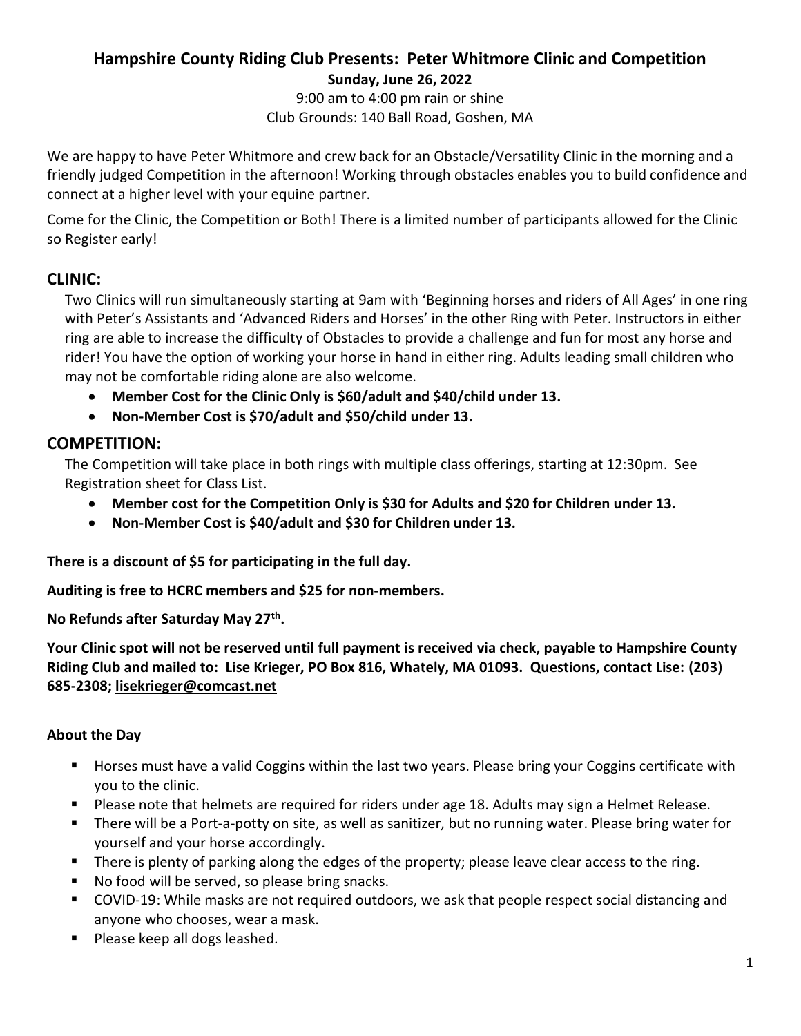# Hampshire County Riding Club Presents: Peter Whitmore Clinic and Competition

**Sunday, June 26, 2022**

9:00 am to 4:00 pm rain or shine

Club Grounds: 140 Ball Road, Goshen, MA

We are happy to have Peter Whitmore and crew back for an Obstacle/Versatility Clinic in the morning and a friendly judged Competition in the afternoon! Working through obstacles enables you to build confidence and connect at a higher level with your equine partner.

Come for the Clinic, the Competition or Both! There is a limited number of participants allowed for the Clinic so Register early!

## CLINIC:

Two Clinics will run simultaneously starting at 9am with 'Beginning horses and riders of All Ages' in one ring with Peter's Assistants and 'Advanced Riders and Horses' in the other Ring with Peter. Instructors in either ring are able to increase the difficulty of Obstacles to provide a challenge and fun for most any horse and rider! You have the option of working your horse in hand in either ring. Adults leading small children who may not be comfortable riding alone are also welcome.

- **Member Cost for the Clinic Only is $60/adult and $40/child under 13.**
- **Non-Member Cost is $70/adult and $50/child under 13.**

## COMPETITION:

The Competition will take place in both rings with multiple class offerings, starting at 12:30pm. See Registration sheet for Class List.

- **Member cost for the Competition Only is $30 for Adults and $20 for Children under 13.**
- **Non-Member Cost is $40/adult and $30 for Children under 13.**

**There is a discount of $5 for participating in the full day.**

**Auditing is free to HCRC members and $25 for non-members.**

**No Refunds after Saturday May 27th.**

**Your Clinic spot will not be reserved until full payment is received via check, payable to Hampshire County Riding Club and mailed to: Lise Krieger, PO Box 816, Whately, MA 01093. Questions, contact Lise: (203) 685-2308; lisekrieger@comcast.net**

### About the Day

- Horses must have a valid Coggins within the last two years. Please bring your Coggins certificate with you to the clinic.
- Please note that helmets are required for riders under age 18. Adults may sign a Helmet Release.
- There will be a Port-a-potty on site, as well as sanitizer, but no running water. Please bring water for yourself and your horse accordingly.
- There is plenty of parking along the edges of the property; please leave clear access to the ring.
- No food will be served, so please bring snacks.
- COVID-19: While masks are not required outdoors, we ask that people respect social distancing and anyone who chooses, wear a mask.
- Please keep all dogs leashed.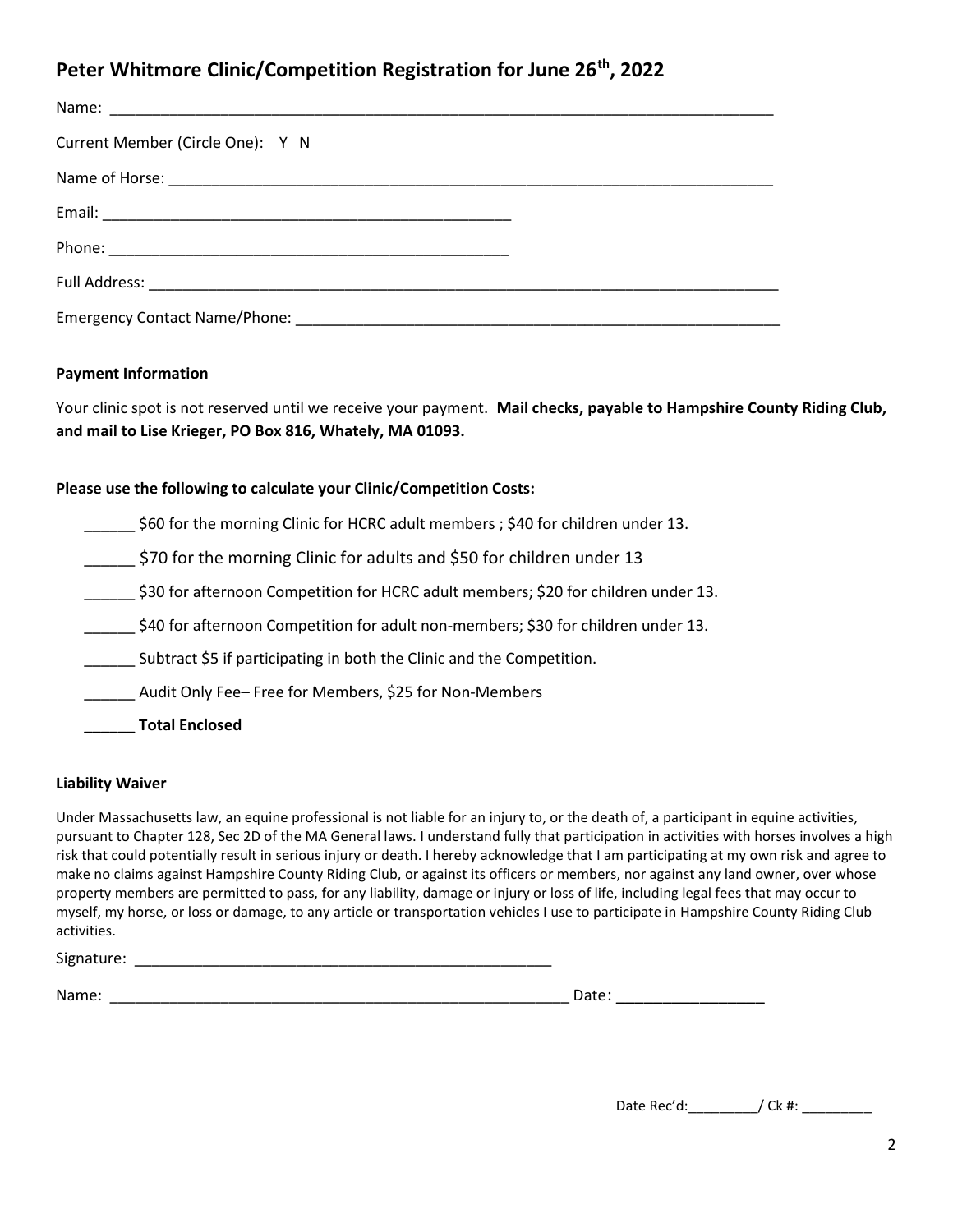## Peter Whitmore Clinic/Competition Registration for June 26th, 2022

Name: ___________________________________________________________________________

Current Member (Circle One): Y N

Name of Horse: ______________________________________________________________________

Email: _______________________________________________

Phone: _______________________________________________

Full Address: ________________________________________________________________________

Emergency Contact Name/Phone: ______________________________________________________

**Payment Information**

Your clinic spot is not reserved until we receive your payment. **Mail checks, payable to Hampshire County Riding Club, and mail to Lise Krieger, PO Box 816, Whately, MA 01093.**

**Please use the following to calculate your Clinic/Competition Costs:**

______ $60 for the morning Clinic for HCRC adult members ; $40 for children under 13.

______ $70 for the morning Clinic for adults and $50 for children under 13

______ $30 for afternoon Competition for HCRC adult members; $20 for children under 13.

______ $40 for afternoon Competition for adult non-members; $30 for children under 13.

______ Subtract $5 if participating in both the Clinic and the Competition.

______ Audit Only Fee– Free for Members, $25 for Non-Members

**______ Total Enclosed**

**Liability Waiver**

Under Massachusetts law, an equine professional is not liable for an injury to, or the death of, a participant in equine activities, pursuant to Chapter 128, Sec 2D of the MA General laws. I understand fully that participation in activities with horses involves a high risk that could potentially result in serious injury or death. I hereby acknowledge that I am participating at my own risk and agree to make no claims against Hampshire County Riding Club, or against its officers or members, nor against any land owner, over whose property members are permitted to pass, for any liability, damage or injury or loss of life, including legal fees that may occur to myself, my horse, or loss or damage, to any article or transportation vehicles I use to participate in Hampshire County Riding Club activities.

Signature: _________________________________________________

Name: ______________________________________________________ Date: _________________

Date Rec'd:_________/ Ck #: _________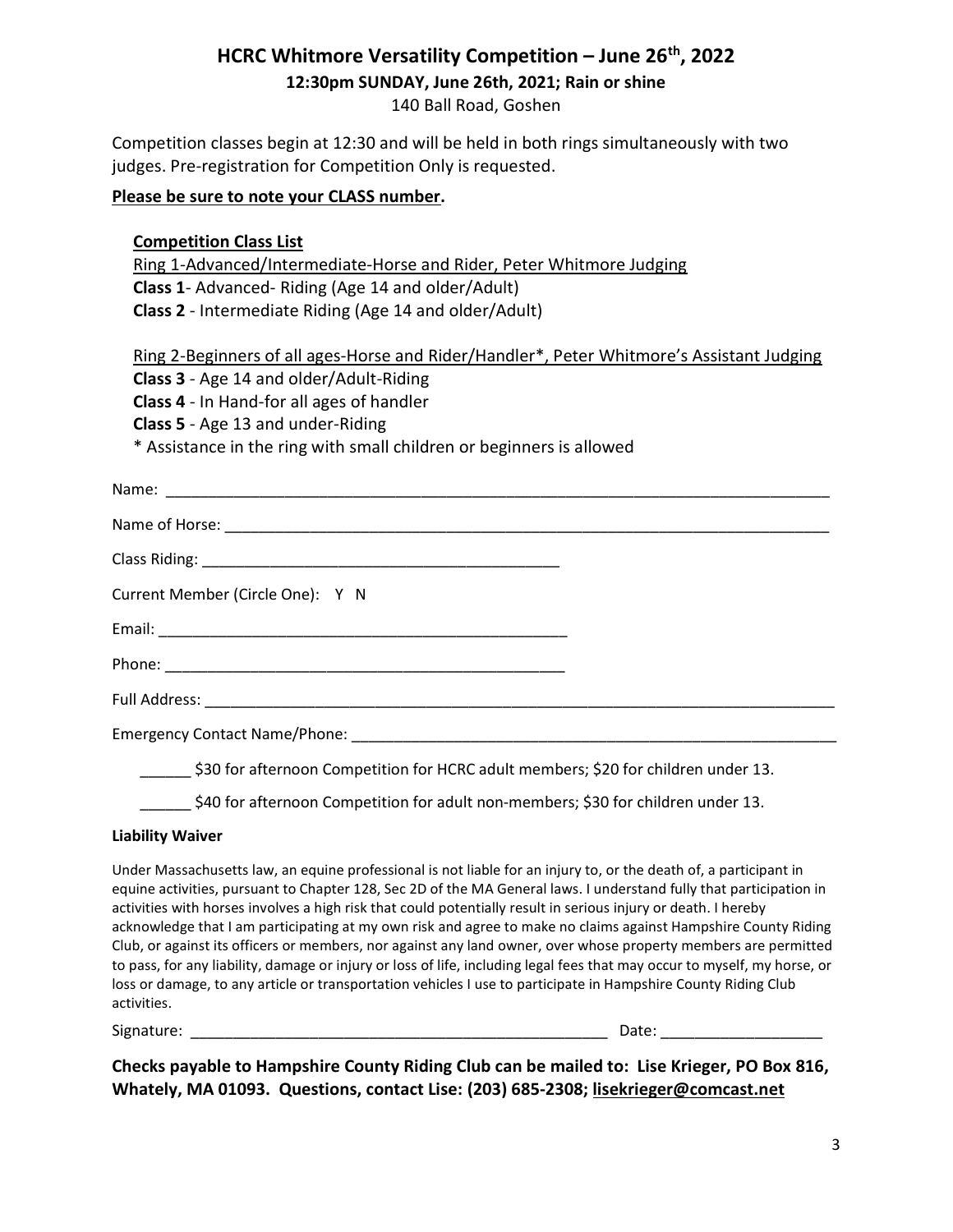# HCRC Whitmore Versatility Competition – June 26th, 2022

**12:30pm SUNDAY, June 26th, 2021; Rain or shine**

140 Ball Road, Goshen

Competition classes begin at 12:30 and will be held in both rings simultaneously with two judges. Pre-registration for Competition Only is requested.

**Please be sure to note your CLASS number.**

**Competition Class List**

Ring 1-Advanced/Intermediate-Horse and Rider, Peter Whitmore Judging

**Class 1**- Advanced- Riding (Age 14 and older/Adult)

**Class 2** - Intermediate Riding (Age 14 and older/Adult)

Ring 2-Beginners of all ages-Horse and Rider/Handler*, Peter Whitmore's Assistant Judging

**Class 3** - Age 14 and older/Adult-Riding

**Class 4** - In Hand-for all ages of handler

**Class 5** - Age 13 and under-Riding

* Assistance in the ring with small children or beginners is allowed

Name: ______________________________________________

Name of Horse: ______________________________________________

Class Riding: ______________________________

Current Member (Circle One): Y N

Email: ______________________________

Phone: ______________________________

Full Address: ______________________________________________

Emergency Contact Name/Phone: ______________________________________________

______ $30 for afternoon Competition for HCRC adult members; $20 for children under 13.

______ $40 for afternoon Competition for adult non-members; $30 for children under 13.

**Liability Waiver**

Under Massachusetts law, an equine professional is not liable for an injury to, or the death of, a participant in equine activities, pursuant to Chapter 128, Sec 2D of the MA General laws. I understand fully that participation in activities with horses involves a high risk that could potentially result in serious injury or death. I hereby acknowledge that I am participating at my own risk and agree to make no claims against Hampshire County Riding Club, or against its officers or members, nor against any land owner, over whose property members are permitted to pass, for any liability, damage or injury or loss of life, including legal fees that may occur to myself, my horse, or loss or damage, to any article or transportation vehicles I use to participate in Hampshire County Riding Club activities.

Signature: ______________________________ Date: ________________

**Checks payable to Hampshire County Riding Club can be mailed to: Lise Krieger, PO Box 816, Whately, MA 01093. Questions, contact Lise: (203) 685-2308; lisekrieger@comcast.net**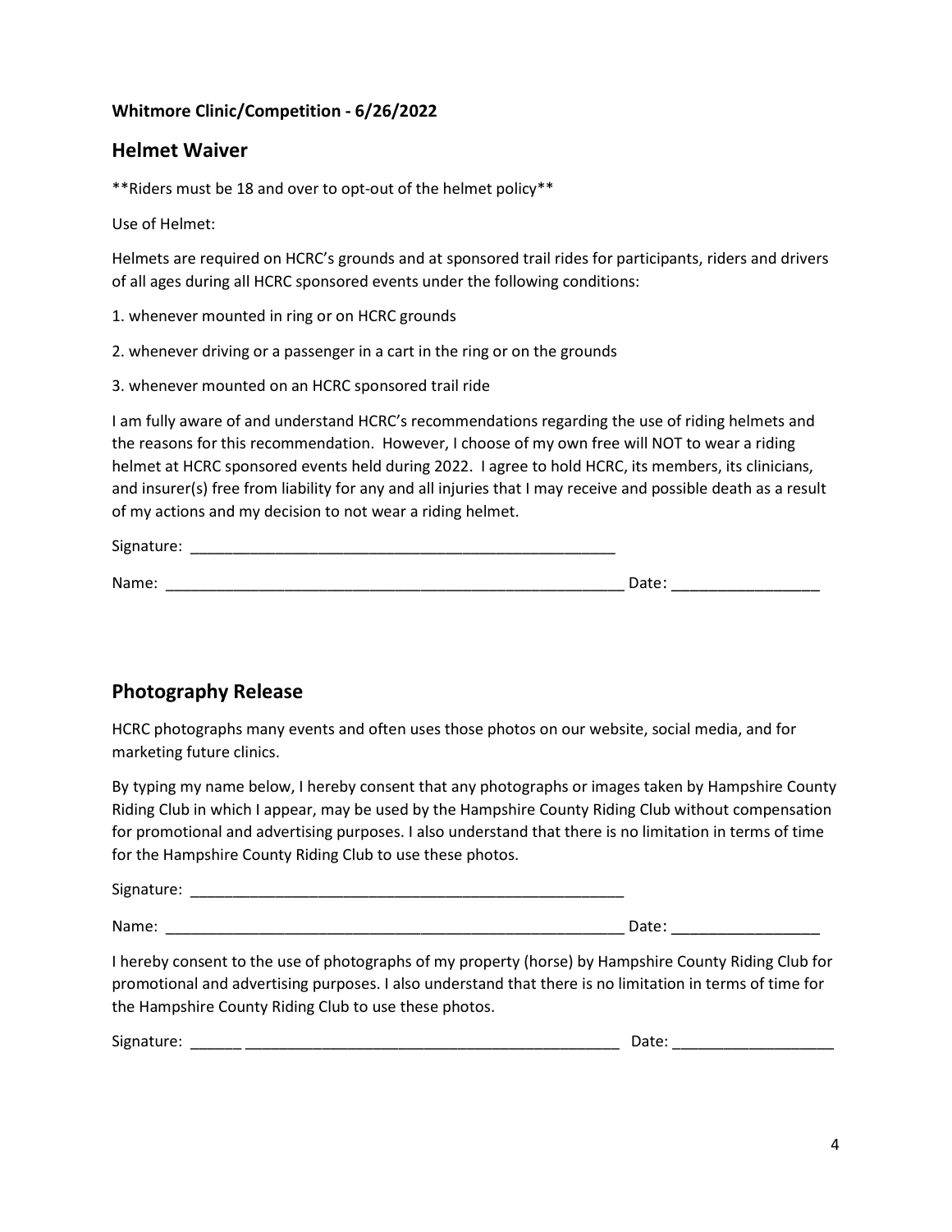**Whitmore Clinic/Competition - 6/26/2022**

## Helmet Waiver

**Riders must be 18 and over to opt-out of the helmet policy**

Use of Helmet:

Helmets are required on HCRC's grounds and at sponsored trail rides for participants, riders and drivers of all ages during all HCRC sponsored events under the following conditions:

1. whenever mounted in ring or on HCRC grounds
2. whenever driving or a passenger in a cart in the ring or on the grounds
3. whenever mounted on an HCRC sponsored trail ride

I am fully aware of and understand HCRC's recommendations regarding the use of riding helmets and the reasons for this recommendation. However, I choose of my own free will NOT to wear a riding helmet at HCRC sponsored events held during 2022. I agree to hold HCRC, its members, its clinicians, and insurer(s) free from liability for any and all injuries that I may receive and possible death as a result of my actions and my decision to not wear a riding helmet.

Signature: _____________________________________________________

Name: _________________________________________________________ Date: _________________

## Photography Release

HCRC photographs many events and often uses those photos on our website, social media, and for marketing future clinics.

By typing my name below, I hereby consent that any photographs or images taken by Hampshire County Riding Club in which I appear, may be used by the Hampshire County Riding Club without compensation for promotional and advertising purposes. I also understand that there is no limitation in terms of time for the Hampshire County Riding Club to use these photos.

Signature: ______________________________________________________

Name: _________________________________________________________ Date: _________________

I hereby consent to the use of photographs of my property (horse) by Hampshire County Riding Club for promotional and advertising purposes. I also understand that there is no limitation in terms of time for the Hampshire County Riding Club to use these photos.

Signature: ______ _______________________________________________ Date: ___________________